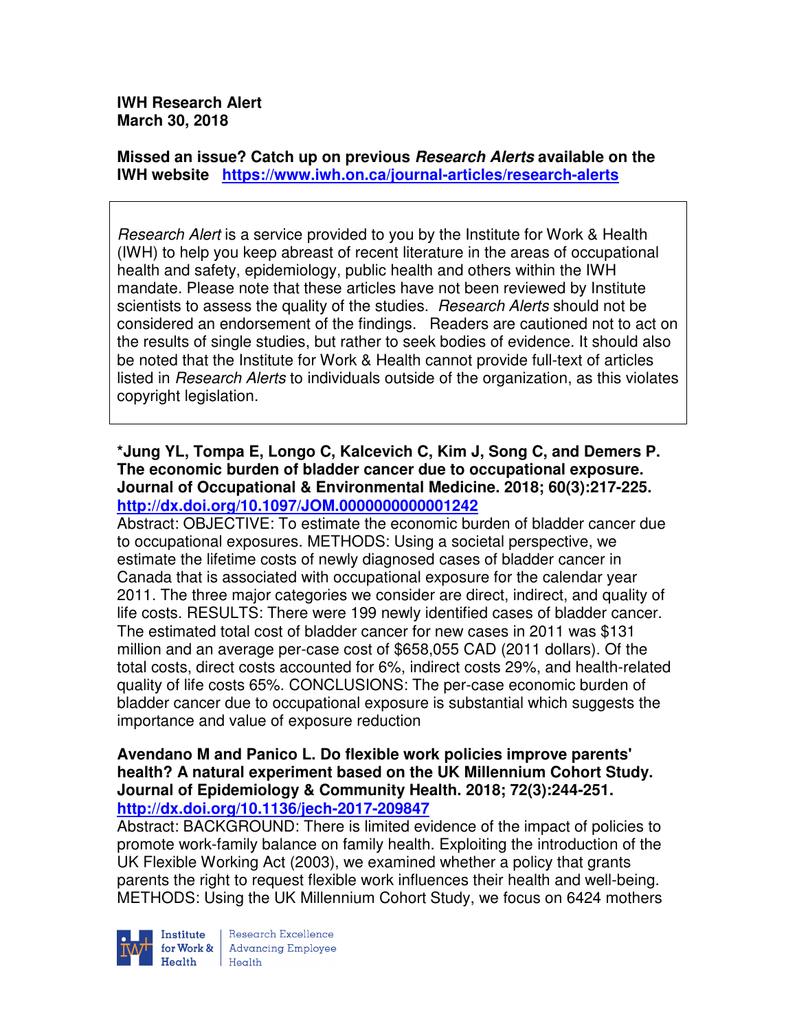**IWH Research Alert**
**March 30, 2018**

**Missed an issue? Catch up on previous *Research Alerts* available on the IWH website** [https://www.iwh.on.ca/journal-articles/research-alerts](https://www.iwh.on.ca/journal-articles/research-alerts)

> *Research Alert* is a service provided to you by the Institute for Work & Health (IWH) to help you keep abreast of recent literature in the areas of occupational health and safety, epidemiology, public health and others within the IWH mandate. Please note that these articles have not been reviewed by Institute scientists to assess the quality of the studies. *Research Alerts* should not be considered an endorsement of the findings. Readers are cautioned not to act on the results of single studies, but rather to seek bodies of evidence. It should also be noted that the Institute for Work & Health cannot provide full-text of articles listed in *Research Alerts* to individuals outside of the organization, as this violates copyright legislation.

**\*Jung YL, Tompa E, Longo C, Kalcevich C, Kim J, Song C, and Demers P. The economic burden of bladder cancer due to occupational exposure. Journal of Occupational & Environmental Medicine. 2018; 60(3):217-225.**
**[http://dx.doi.org/10.1097/JOM.0000000000001242](http://dx.doi.org/10.1097/JOM.0000000000001242)**
Abstract: OBJECTIVE: To estimate the economic burden of bladder cancer due to occupational exposures. METHODS: Using a societal perspective, we estimate the lifetime costs of newly diagnosed cases of bladder cancer in Canada that is associated with occupational exposure for the calendar year 2011. The three major categories we consider are direct, indirect, and quality of life costs. RESULTS: There were 199 newly identified cases of bladder cancer. The estimated total cost of bladder cancer for new cases in 2011 was $131 million and an average per-case cost of $658,055 CAD (2011 dollars). Of the total costs, direct costs accounted for 6%, indirect costs 29%, and health-related quality of life costs 65%. CONCLUSIONS: The per-case economic burden of bladder cancer due to occupational exposure is substantial which suggests the importance and value of exposure reduction

**Avendano M and Panico L. Do flexible work policies improve parents' health? A natural experiment based on the UK Millennium Cohort Study. Journal of Epidemiology & Community Health. 2018; 72(3):244-251.**
**[http://dx.doi.org/10.1136/jech-2017-209847](http://dx.doi.org/10.1136/jech-2017-209847)**
Abstract: BACKGROUND: There is limited evidence of the impact of policies to promote work-family balance on family health. Exploiting the introduction of the UK Flexible Working Act (2003), we examined whether a policy that grants parents the right to request flexible work influences their health and well-being. METHODS: Using the UK Millennium Cohort Study, we focus on 6424 mothers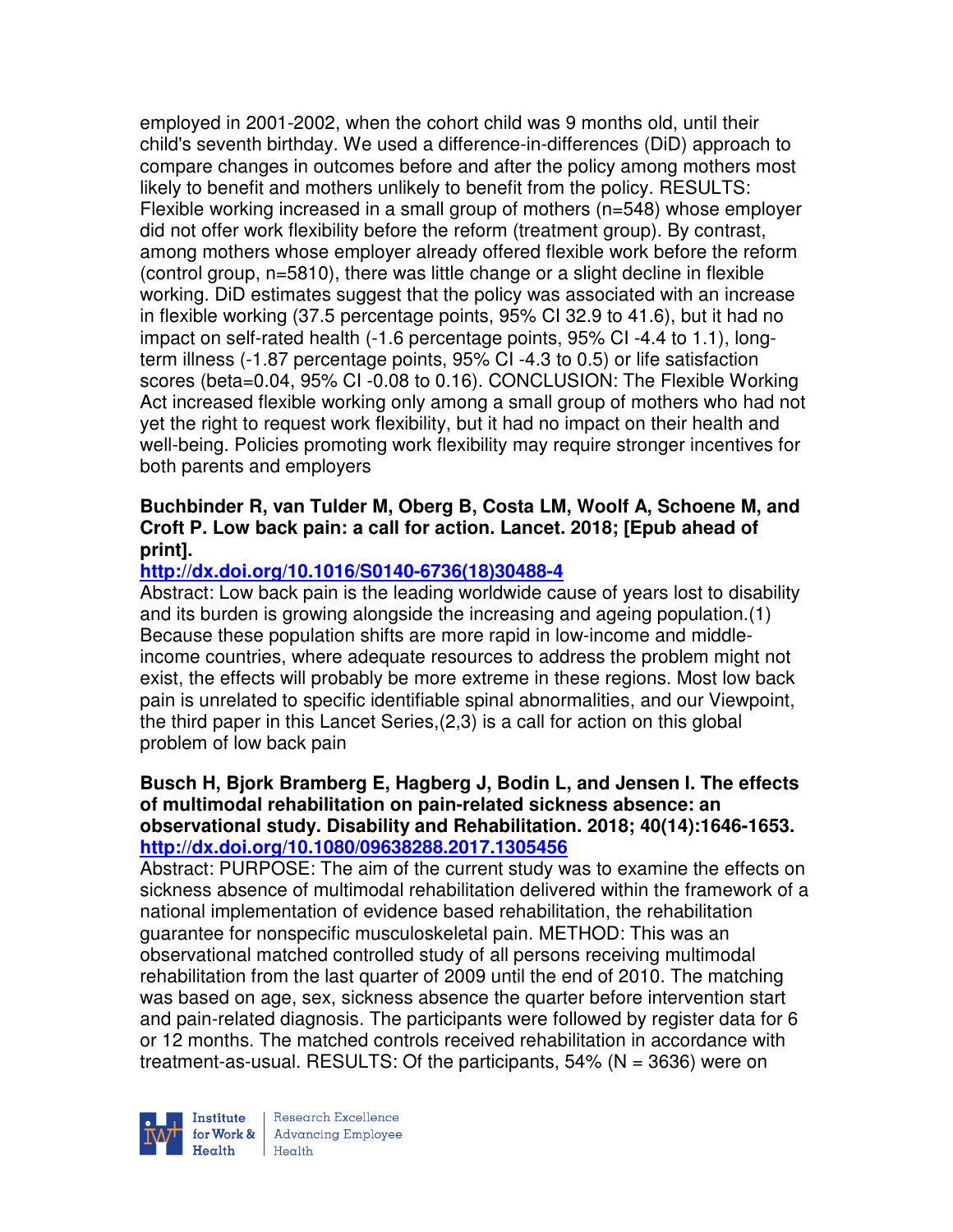employed in 2001-2002, when the cohort child was 9 months old, until their child's seventh birthday. We used a difference-in-differences (DiD) approach to compare changes in outcomes before and after the policy among mothers most likely to benefit and mothers unlikely to benefit from the policy. RESULTS: Flexible working increased in a small group of mothers (n=548) whose employer did not offer work flexibility before the reform (treatment group). By contrast, among mothers whose employer already offered flexible work before the reform (control group, n=5810), there was little change or a slight decline in flexible working. DiD estimates suggest that the policy was associated with an increase in flexible working (37.5 percentage points, 95% CI 32.9 to 41.6), but it had no impact on self-rated health (-1.6 percentage points, 95% CI -4.4 to 1.1), long-term illness (-1.87 percentage points, 95% CI -4.3 to 0.5) or life satisfaction scores (beta=0.04, 95% CI -0.08 to 0.16). CONCLUSION: The Flexible Working Act increased flexible working only among a small group of mothers who had not yet the right to request work flexibility, but it had no impact on their health and well-being. Policies promoting work flexibility may require stronger incentives for both parents and employers

**Buchbinder R, van Tulder M, Oberg B, Costa LM, Woolf A, Schoene M, and Croft P. Low back pain: a call for action. Lancet. 2018; [Epub ahead of print].**
http://dx.doi.org/10.1016/S0140-6736(18)30488-4
Abstract: Low back pain is the leading worldwide cause of years lost to disability and its burden is growing alongside the increasing and ageing population.(1) Because these population shifts are more rapid in low-income and middle-income countries, where adequate resources to address the problem might not exist, the effects will probably be more extreme in these regions. Most low back pain is unrelated to specific identifiable spinal abnormalities, and our Viewpoint, the third paper in this Lancet Series,(2,3) is a call for action on this global problem of low back pain

**Busch H, Bjork Bramberg E, Hagberg J, Bodin L, and Jensen I. The effects of multimodal rehabilitation on pain-related sickness absence: an observational study. Disability and Rehabilitation. 2018; 40(14):1646-1653.**
http://dx.doi.org/10.1080/09638288.2017.1305456
Abstract: PURPOSE: The aim of the current study was to examine the effects on sickness absence of multimodal rehabilitation delivered within the framework of a national implementation of evidence based rehabilitation, the rehabilitation guarantee for nonspecific musculoskeletal pain. METHOD: This was an observational matched controlled study of all persons receiving multimodal rehabilitation from the last quarter of 2009 until the end of 2010. The matching was based on age, sex, sickness absence the quarter before intervention start and pain-related diagnosis. The participants were followed by register data for 6 or 12 months. The matched controls received rehabilitation in accordance with treatment-as-usual. RESULTS: Of the participants, 54% (N = 3636) were on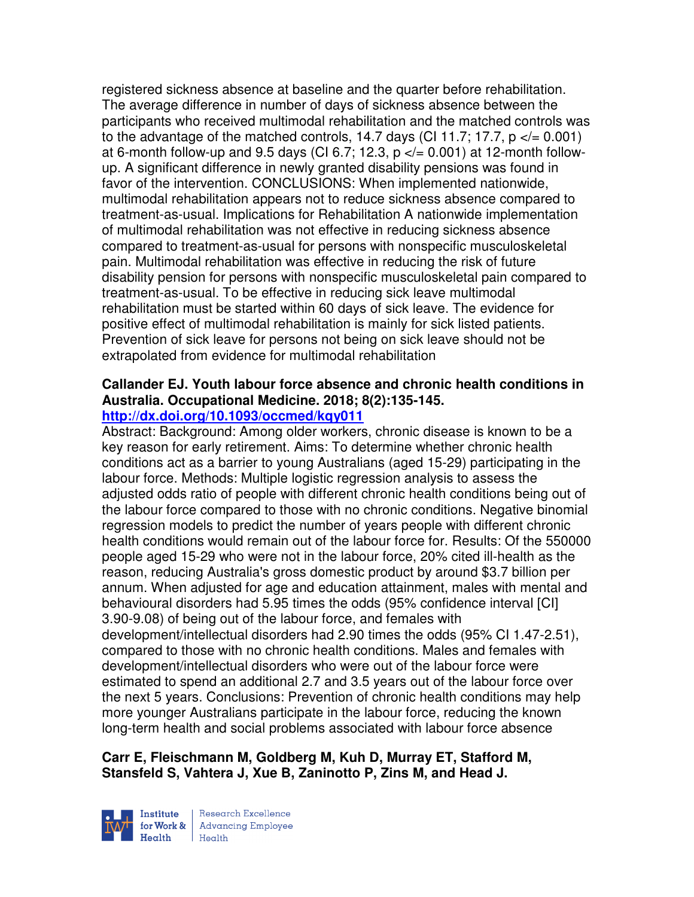registered sickness absence at baseline and the quarter before rehabilitation. The average difference in number of days of sickness absence between the participants who received multimodal rehabilitation and the matched controls was to the advantage of the matched controls, 14.7 days (CI 11.7; 17.7, $p \leq 0.001$) at 6-month follow-up and 9.5 days (CI 6.7; 12.3, $p \leq 0.001$) at 12-month follow-up. A significant difference in newly granted disability pensions was found in favor of the intervention. CONCLUSIONS: When implemented nationwide, multimodal rehabilitation appears not to reduce sickness absence compared to treatment-as-usual. Implications for Rehabilitation A nationwide implementation of multimodal rehabilitation was not effective in reducing sickness absence compared to treatment-as-usual for persons with nonspecific musculoskeletal pain. Multimodal rehabilitation was effective in reducing the risk of future disability pension for persons with nonspecific musculoskeletal pain compared to treatment-as-usual. To be effective in reducing sick leave multimodal rehabilitation must be started within 60 days of sick leave. The evidence for positive effect of multimodal rehabilitation is mainly for sick listed patients. Prevention of sick leave for persons not being on sick leave should not be extrapolated from evidence for multimodal rehabilitation

**Callander EJ. Youth labour force absence and chronic health conditions in Australia. Occupational Medicine. 2018; 8(2):135-145.**
**http://dx.doi.org/10.1093/occmed/kqy011**

Abstract: Background: Among older workers, chronic disease is known to be a key reason for early retirement. Aims: To determine whether chronic health conditions act as a barrier to young Australians (aged 15-29) participating in the labour force. Methods: Multiple logistic regression analysis to assess the adjusted odds ratio of people with different chronic health conditions being out of the labour force compared to those with no chronic conditions. Negative binomial regression models to predict the number of years people with different chronic health conditions would remain out of the labour force for. Results: Of the 550000 people aged 15-29 who were not in the labour force, 20% cited ill-health as the reason, reducing Australia's gross domestic product by around $3.7 billion per annum. When adjusted for age and education attainment, males with mental and behavioural disorders had 5.95 times the odds (95% confidence interval [CI] 3.90-9.08) of being out of the labour force, and females with development/intellectual disorders had 2.90 times the odds (95% CI 1.47-2.51), compared to those with no chronic health conditions. Males and females with development/intellectual disorders who were out of the labour force were estimated to spend an additional 2.7 and 3.5 years out of the labour force over the next 5 years. Conclusions: Prevention of chronic health conditions may help more younger Australians participate in the labour force, reducing the known long-term health and social problems associated with labour force absence

**Carr E, Fleischmann M, Goldberg M, Kuh D, Murray ET, Stafford M, Stansfeld S, Vahtera J, Xue B, Zaninotto P, Zins M, and Head J.**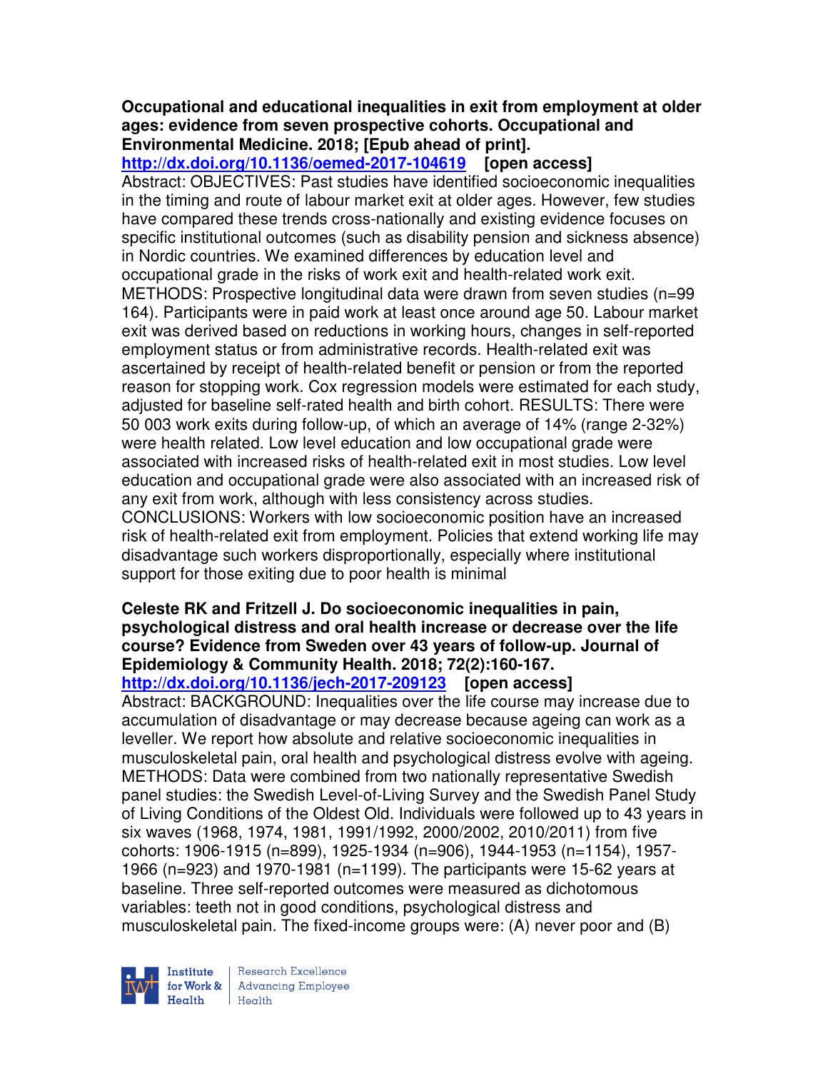**Occupational and educational inequalities in exit from employment at older ages: evidence from seven prospective cohorts. Occupational and Environmental Medicine. 2018; [Epub ahead of print].**
**http://dx.doi.org/10.1136/oemed-2017-104619 [open access]**
Abstract: OBJECTIVES: Past studies have identified socioeconomic inequalities in the timing and route of labour market exit at older ages. However, few studies have compared these trends cross-nationally and existing evidence focuses on specific institutional outcomes (such as disability pension and sickness absence) in Nordic countries. We examined differences by education level and occupational grade in the risks of work exit and health-related work exit. METHODS: Prospective longitudinal data were drawn from seven studies (n=99 164). Participants were in paid work at least once around age 50. Labour market exit was derived based on reductions in working hours, changes in self-reported employment status or from administrative records. Health-related exit was ascertained by receipt of health-related benefit or pension or from the reported reason for stopping work. Cox regression models were estimated for each study, adjusted for baseline self-rated health and birth cohort. RESULTS: There were 50 003 work exits during follow-up, of which an average of 14% (range 2-32%) were health related. Low level education and low occupational grade were associated with increased risks of health-related exit in most studies. Low level education and occupational grade were also associated with an increased risk of any exit from work, although with less consistency across studies. CONCLUSIONS: Workers with low socioeconomic position have an increased risk of health-related exit from employment. Policies that extend working life may disadvantage such workers disproportionally, especially where institutional support for those exiting due to poor health is minimal

**Celeste RK and Fritzell J. Do socioeconomic inequalities in pain, psychological distress and oral health increase or decrease over the life course? Evidence from Sweden over 43 years of follow-up. Journal of Epidemiology & Community Health. 2018; 72(2):160-167.**
**http://dx.doi.org/10.1136/jech-2017-209123 [open access]**
Abstract: BACKGROUND: Inequalities over the life course may increase due to accumulation of disadvantage or may decrease because ageing can work as a leveller. We report how absolute and relative socioeconomic inequalities in musculoskeletal pain, oral health and psychological distress evolve with ageing. METHODS: Data were combined from two nationally representative Swedish panel studies: the Swedish Level-of-Living Survey and the Swedish Panel Study of Living Conditions of the Oldest Old. Individuals were followed up to 43 years in six waves (1968, 1974, 1981, 1991/1992, 2000/2002, 2010/2011) from five cohorts: 1906-1915 (n=899), 1925-1934 (n=906), 1944-1953 (n=1154), 1957-1966 (n=923) and 1970-1981 (n=1199). The participants were 15-62 years at baseline. Three self-reported outcomes were measured as dichotomous variables: teeth not in good conditions, psychological distress and musculoskeletal pain. The fixed-income groups were: (A) never poor and (B)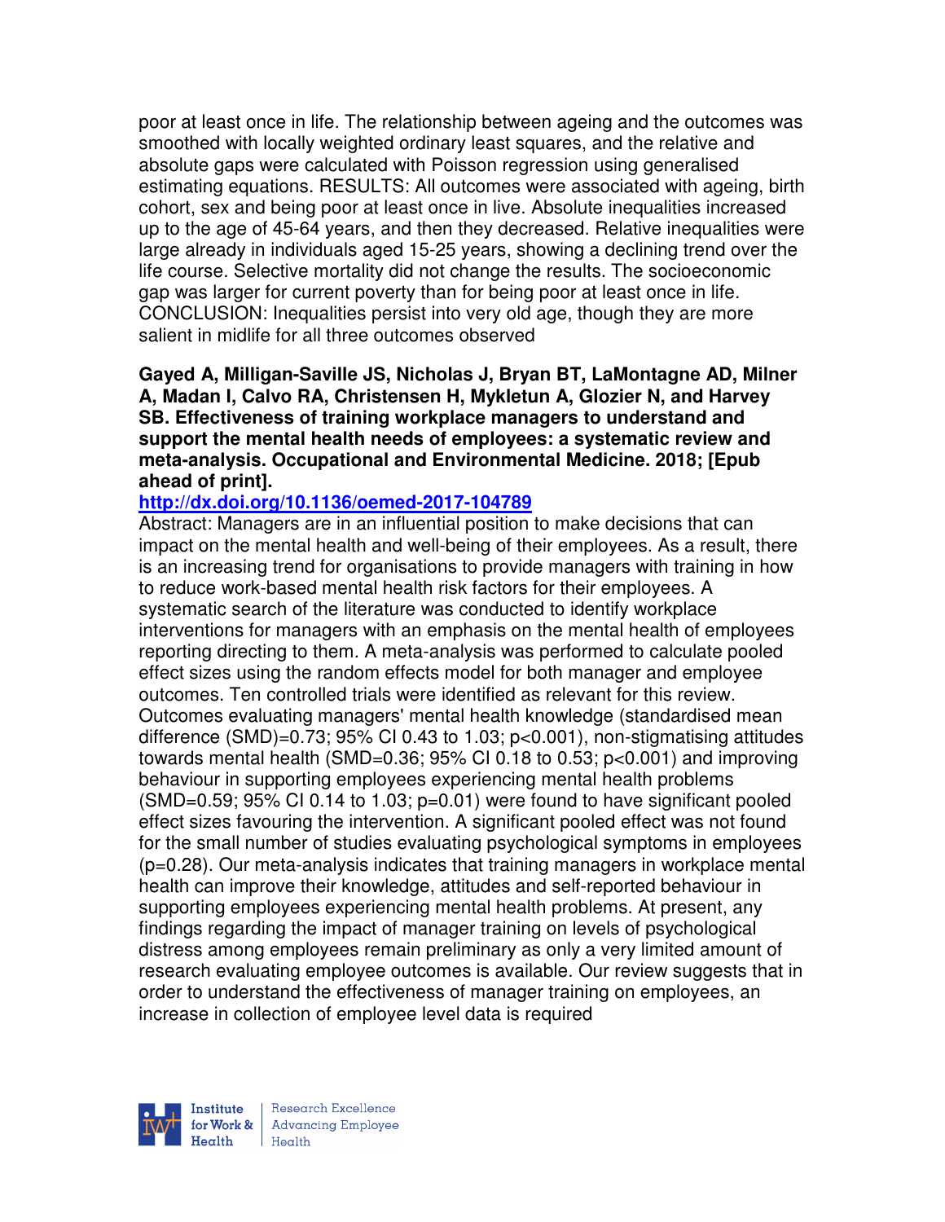poor at least once in life. The relationship between ageing and the outcomes was smoothed with locally weighted ordinary least squares, and the relative and absolute gaps were calculated with Poisson regression using generalised estimating equations. RESULTS: All outcomes were associated with ageing, birth cohort, sex and being poor at least once in live. Absolute inequalities increased up to the age of 45-64 years, and then they decreased. Relative inequalities were large already in individuals aged 15-25 years, showing a declining trend over the life course. Selective mortality did not change the results. The socioeconomic gap was larger for current poverty than for being poor at least once in life. CONCLUSION: Inequalities persist into very old age, though they are more salient in midlife for all three outcomes observed

**Gayed A, Milligan-Saville JS, Nicholas J, Bryan BT, LaMontagne AD, Milner A, Madan I, Calvo RA, Christensen H, Mykletun A, Glozier N, and Harvey SB. Effectiveness of training workplace managers to understand and support the mental health needs of employees: a systematic review and meta-analysis. Occupational and Environmental Medicine. 2018; [Epub ahead of print].**

**http://dx.doi.org/10.1136/oemed-2017-104789**

Abstract: Managers are in an influential position to make decisions that can impact on the mental health and well-being of their employees. As a result, there is an increasing trend for organisations to provide managers with training in how to reduce work-based mental health risk factors for their employees. A systematic search of the literature was conducted to identify workplace interventions for managers with an emphasis on the mental health of employees reporting directing to them. A meta-analysis was performed to calculate pooled effect sizes using the random effects model for both manager and employee outcomes. Ten controlled trials were identified as relevant for this review. Outcomes evaluating managers' mental health knowledge (standardised mean difference (SMD)=0.73; 95% CI 0.43 to 1.03; $p<0.001$), non-stigmatising attitudes towards mental health (SMD=0.36; 95% CI 0.18 to 0.53; $p<0.001$) and improving behaviour in supporting employees experiencing mental health problems (SMD=0.59; 95% CI 0.14 to 1.03; $p=0.01$) were found to have significant pooled effect sizes favouring the intervention. A significant pooled effect was not found for the small number of studies evaluating psychological symptoms in employees ($p=0.28$). Our meta-analysis indicates that training managers in workplace mental health can improve their knowledge, attitudes and self-reported behaviour in supporting employees experiencing mental health problems. At present, any findings regarding the impact of manager training on levels of psychological distress among employees remain preliminary as only a very limited amount of research evaluating employee outcomes is available. Our review suggests that in order to understand the effectiveness of manager training on employees, an increase in collection of employee level data is required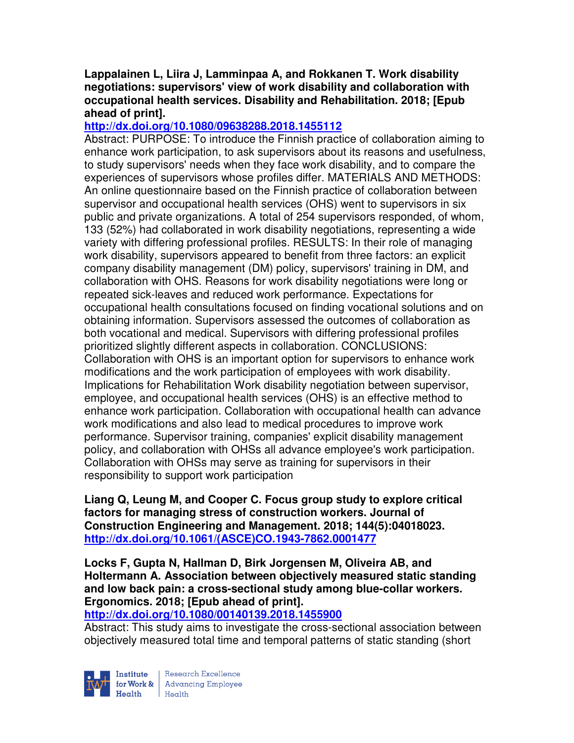**Lappalainen L, Liira J, Lamminpaa A, and Rokkanen T. Work disability negotiations: supervisors' view of work disability and collaboration with occupational health services. Disability and Rehabilitation. 2018; [Epub ahead of print].**
**http://dx.doi.org/10.1080/09638288.2018.1455112**
Abstract: PURPOSE: To introduce the Finnish practice of collaboration aiming to enhance work participation, to ask supervisors about its reasons and usefulness, to study supervisors' needs when they face work disability, and to compare the experiences of supervisors whose profiles differ. MATERIALS AND METHODS: An online questionnaire based on the Finnish practice of collaboration between supervisor and occupational health services (OHS) went to supervisors in six public and private organizations. A total of 254 supervisors responded, of whom, 133 (52%) had collaborated in work disability negotiations, representing a wide variety with differing professional profiles. RESULTS: In their role of managing work disability, supervisors appeared to benefit from three factors: an explicit company disability management (DM) policy, supervisors' training in DM, and collaboration with OHS. Reasons for work disability negotiations were long or repeated sick-leaves and reduced work performance. Expectations for occupational health consultations focused on finding vocational solutions and on obtaining information. Supervisors assessed the outcomes of collaboration as both vocational and medical. Supervisors with differing professional profiles prioritized slightly different aspects in collaboration. CONCLUSIONS: Collaboration with OHS is an important option for supervisors to enhance work modifications and the work participation of employees with work disability. Implications for Rehabilitation Work disability negotiation between supervisor, employee, and occupational health services (OHS) is an effective method to enhance work participation. Collaboration with occupational health can advance work modifications and also lead to medical procedures to improve work performance. Supervisor training, companies' explicit disability management policy, and collaboration with OHSs all advance employee's work participation. Collaboration with OHSs may serve as training for supervisors in their responsibility to support work participation

**Liang Q, Leung M, and Cooper C. Focus group study to explore critical factors for managing stress of construction workers. Journal of Construction Engineering and Management. 2018; 144(5):04018023.**
**http://dx.doi.org/10.1061/(ASCE)CO.1943-7862.0001477**

**Locks F, Gupta N, Hallman D, Birk Jorgensen M, Oliveira AB, and Holtermann A. Association between objectively measured static standing and low back pain: a cross-sectional study among blue-collar workers. Ergonomics. 2018; [Epub ahead of print].**
**http://dx.doi.org/10.1080/00140139.2018.1455900**
Abstract: This study aims to investigate the cross-sectional association between objectively measured total time and temporal patterns of static standing (short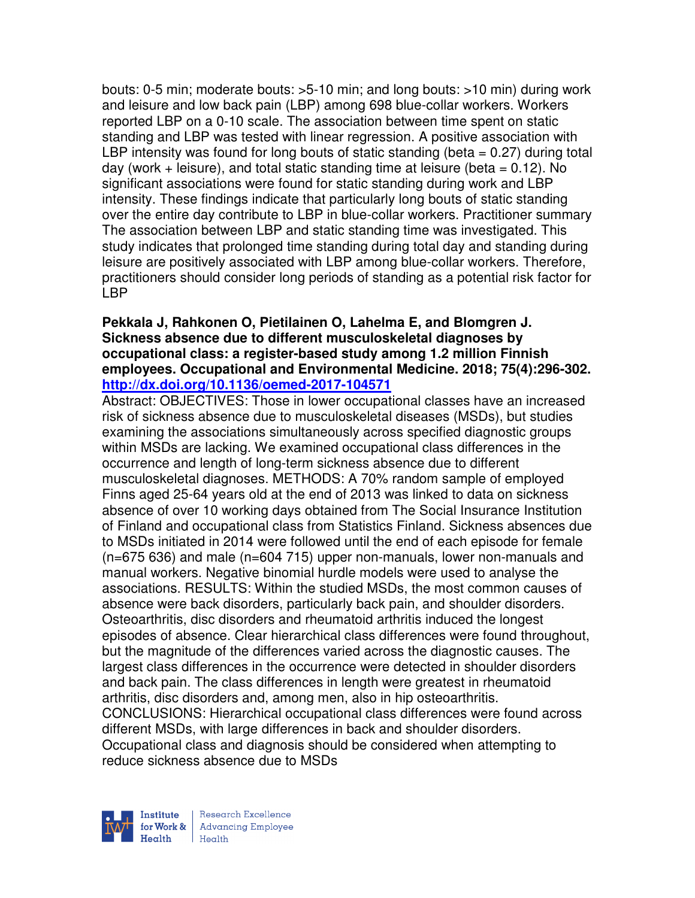bouts: 0-5 min; moderate bouts: >5-10 min; and long bouts: >10 min) during work and leisure and low back pain (LBP) among 698 blue-collar workers. Workers reported LBP on a 0-10 scale. The association between time spent on static standing and LBP was tested with linear regression. A positive association with LBP intensity was found for long bouts of static standing (beta = 0.27) during total day (work + leisure), and total static standing time at leisure (beta = 0.12). No significant associations were found for static standing during work and LBP intensity. These findings indicate that particularly long bouts of static standing over the entire day contribute to LBP in blue-collar workers. Practitioner summary The association between LBP and static standing time was investigated. This study indicates that prolonged time standing during total day and standing during leisure are positively associated with LBP among blue-collar workers. Therefore, practitioners should consider long periods of standing as a potential risk factor for LBP

**Pekkala J, Rahkonen O, Pietilainen O, Lahelma E, and Blomgren J. Sickness absence due to different musculoskeletal diagnoses by occupational class: a register-based study among 1.2 million Finnish employees. Occupational and Environmental Medicine. 2018; 75(4):296-302. http://dx.doi.org/10.1136/oemed-2017-104571**

Abstract: OBJECTIVES: Those in lower occupational classes have an increased risk of sickness absence due to musculoskeletal diseases (MSDs), but studies examining the associations simultaneously across specified diagnostic groups within MSDs are lacking. We examined occupational class differences in the occurrence and length of long-term sickness absence due to different musculoskeletal diagnoses. METHODS: A 70% random sample of employed Finns aged 25-64 years old at the end of 2013 was linked to data on sickness absence of over 10 working days obtained from The Social Insurance Institution of Finland and occupational class from Statistics Finland. Sickness absences due to MSDs initiated in 2014 were followed until the end of each episode for female (n=675 636) and male (n=604 715) upper non-manuals, lower non-manuals and manual workers. Negative binomial hurdle models were used to analyse the associations. RESULTS: Within the studied MSDs, the most common causes of absence were back disorders, particularly back pain, and shoulder disorders. Osteoarthritis, disc disorders and rheumatoid arthritis induced the longest episodes of absence. Clear hierarchical class differences were found throughout, but the magnitude of the differences varied across the diagnostic causes. The largest class differences in the occurrence were detected in shoulder disorders and back pain. The class differences in length were greatest in rheumatoid arthritis, disc disorders and, among men, also in hip osteoarthritis. CONCLUSIONS: Hierarchical occupational class differences were found across different MSDs, with large differences in back and shoulder disorders. Occupational class and diagnosis should be considered when attempting to reduce sickness absence due to MSDs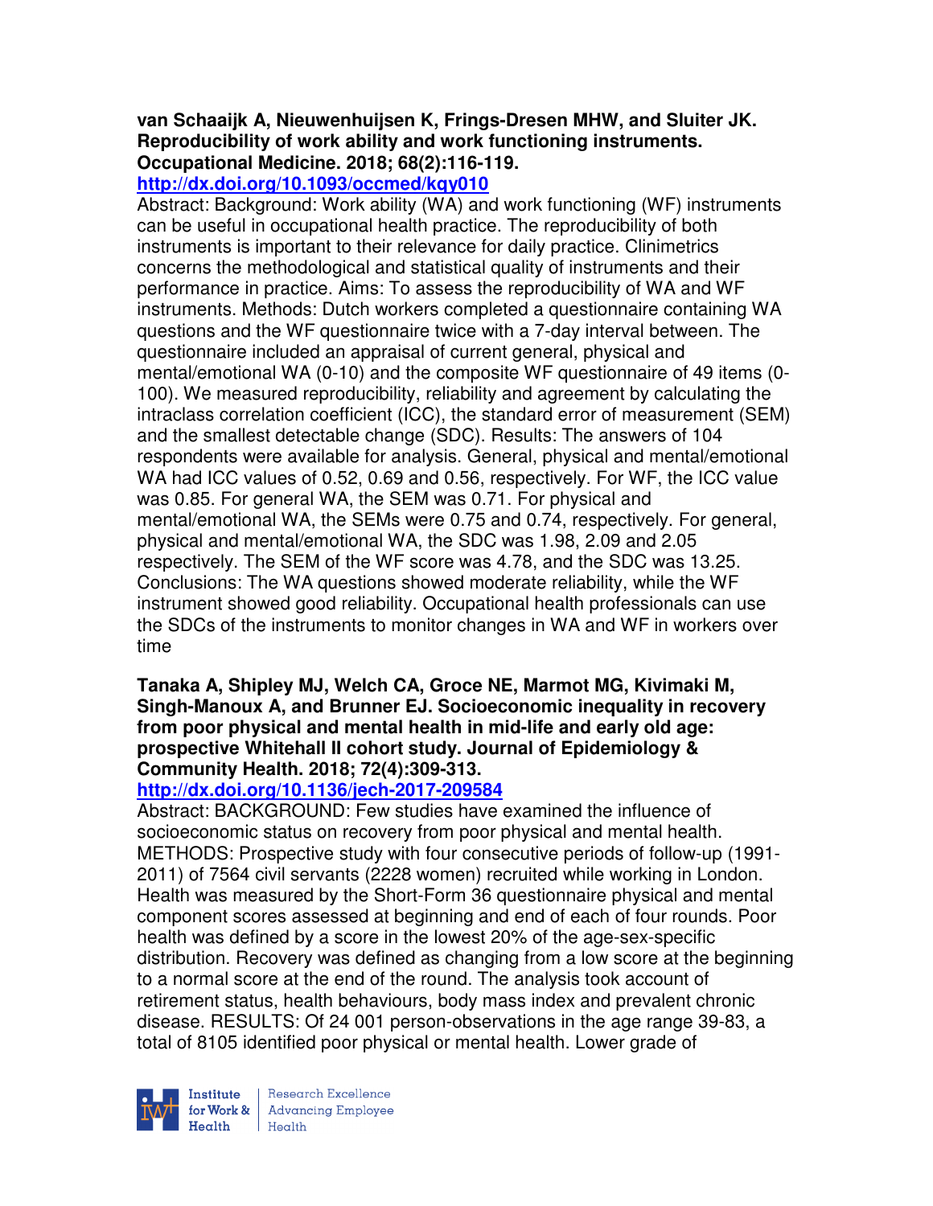**van Schaaijk A, Nieuwenhuijsen K, Frings-Dresen MHW, and Sluiter JK. Reproducibility of work ability and work functioning instruments. Occupational Medicine. 2018; 68(2):116-119.**

**http://dx.doi.org/10.1093/occmed/kqy010**

Abstract: Background: Work ability (WA) and work functioning (WF) instruments can be useful in occupational health practice. The reproducibility of both instruments is important to their relevance for daily practice. Clinimetrics concerns the methodological and statistical quality of instruments and their performance in practice. Aims: To assess the reproducibility of WA and WF instruments. Methods: Dutch workers completed a questionnaire containing WA questions and the WF questionnaire twice with a 7-day interval between. The questionnaire included an appraisal of current general, physical and mental/emotional WA (0-10) and the composite WF questionnaire of 49 items (0-100). We measured reproducibility, reliability and agreement by calculating the intraclass correlation coefficient (ICC), the standard error of measurement (SEM) and the smallest detectable change (SDC). Results: The answers of 104 respondents were available for analysis. General, physical and mental/emotional WA had ICC values of 0.52, 0.69 and 0.56, respectively. For WF, the ICC value was 0.85. For general WA, the SEM was 0.71. For physical and mental/emotional WA, the SEMs were 0.75 and 0.74, respectively. For general, physical and mental/emotional WA, the SDC was 1.98, 2.09 and 2.05 respectively. The SEM of the WF score was 4.78, and the SDC was 13.25. Conclusions: The WA questions showed moderate reliability, while the WF instrument showed good reliability. Occupational health professionals can use the SDCs of the instruments to monitor changes in WA and WF in workers over time

**Tanaka A, Shipley MJ, Welch CA, Groce NE, Marmot MG, Kivimaki M, Singh-Manoux A, and Brunner EJ. Socioeconomic inequality in recovery from poor physical and mental health in mid-life and early old age: prospective Whitehall II cohort study. Journal of Epidemiology & Community Health. 2018; 72(4):309-313.**

**http://dx.doi.org/10.1136/jech-2017-209584**

Abstract: BACKGROUND: Few studies have examined the influence of socioeconomic status on recovery from poor physical and mental health. METHODS: Prospective study with four consecutive periods of follow-up (1991-2011) of 7564 civil servants (2228 women) recruited while working in London. Health was measured by the Short-Form 36 questionnaire physical and mental component scores assessed at beginning and end of each of four rounds. Poor health was defined by a score in the lowest 20% of the age-sex-specific distribution. Recovery was defined as changing from a low score at the beginning to a normal score at the end of the round. The analysis took account of retirement status, health behaviours, body mass index and prevalent chronic disease. RESULTS: Of 24 001 person-observations in the age range 39-83, a total of 8105 identified poor physical or mental health. Lower grade of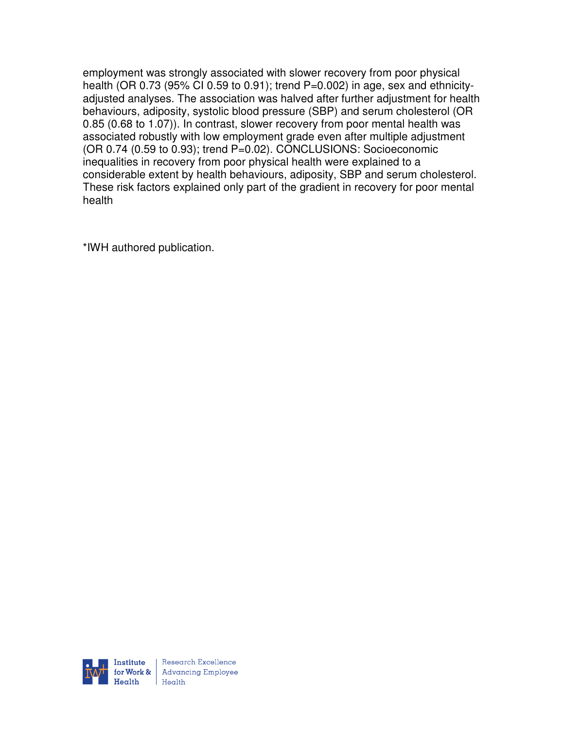employment was strongly associated with slower recovery from poor physical health (OR 0.73 (95% CI 0.59 to 0.91); trend P=0.002) in age, sex and ethnicity-adjusted analyses. The association was halved after further adjustment for health behaviours, adiposity, systolic blood pressure (SBP) and serum cholesterol (OR 0.85 (0.68 to 1.07)). In contrast, slower recovery from poor mental health was associated robustly with low employment grade even after multiple adjustment (OR 0.74 (0.59 to 0.93); trend P=0.02). CONCLUSIONS: Socioeconomic inequalities in recovery from poor physical health were explained to a considerable extent by health behaviours, adiposity, SBP and serum cholesterol. These risk factors explained only part of the gradient in recovery for poor mental health

*IWH authored publication.